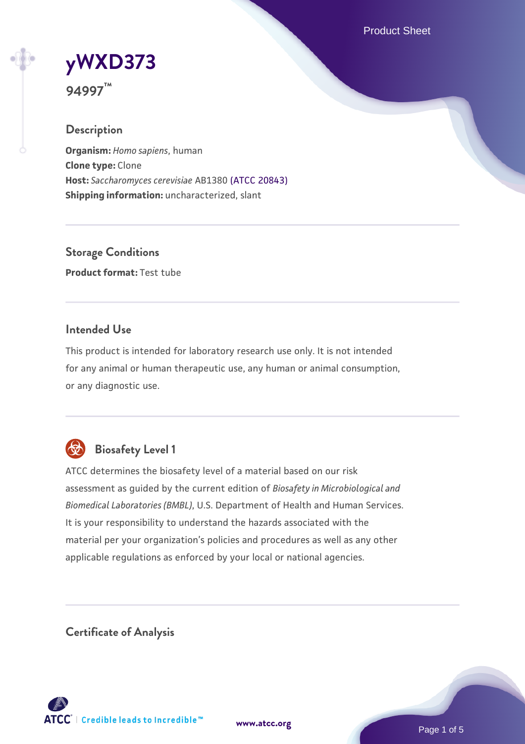# yWXD373

**94997™**

## Description

**Organism:** *Homo sapiens*, human
**Clone type:** Clone
**Host:** *Saccharomyces cerevisiae* AB1380 (ATCC 20843)
**Shipping information:** uncharacterized, slant

## Storage Conditions

**Product format:** Test tube

## Intended Use

This product is intended for laboratory research use only. It is not intended for any animal or human therapeutic use, any human or animal consumption, or any diagnostic use.

## Biosafety Level 1

ATCC determines the biosafety level of a material based on our risk assessment as guided by the current edition of *Biosafety in Microbiological and Biomedical Laboratories (BMBL)*, U.S. Department of Health and Human Services. It is your responsibility to understand the hazards associated with the material per your organization's policies and procedures as well as any other applicable regulations as enforced by your local or national agencies.

## Certificate of Analysis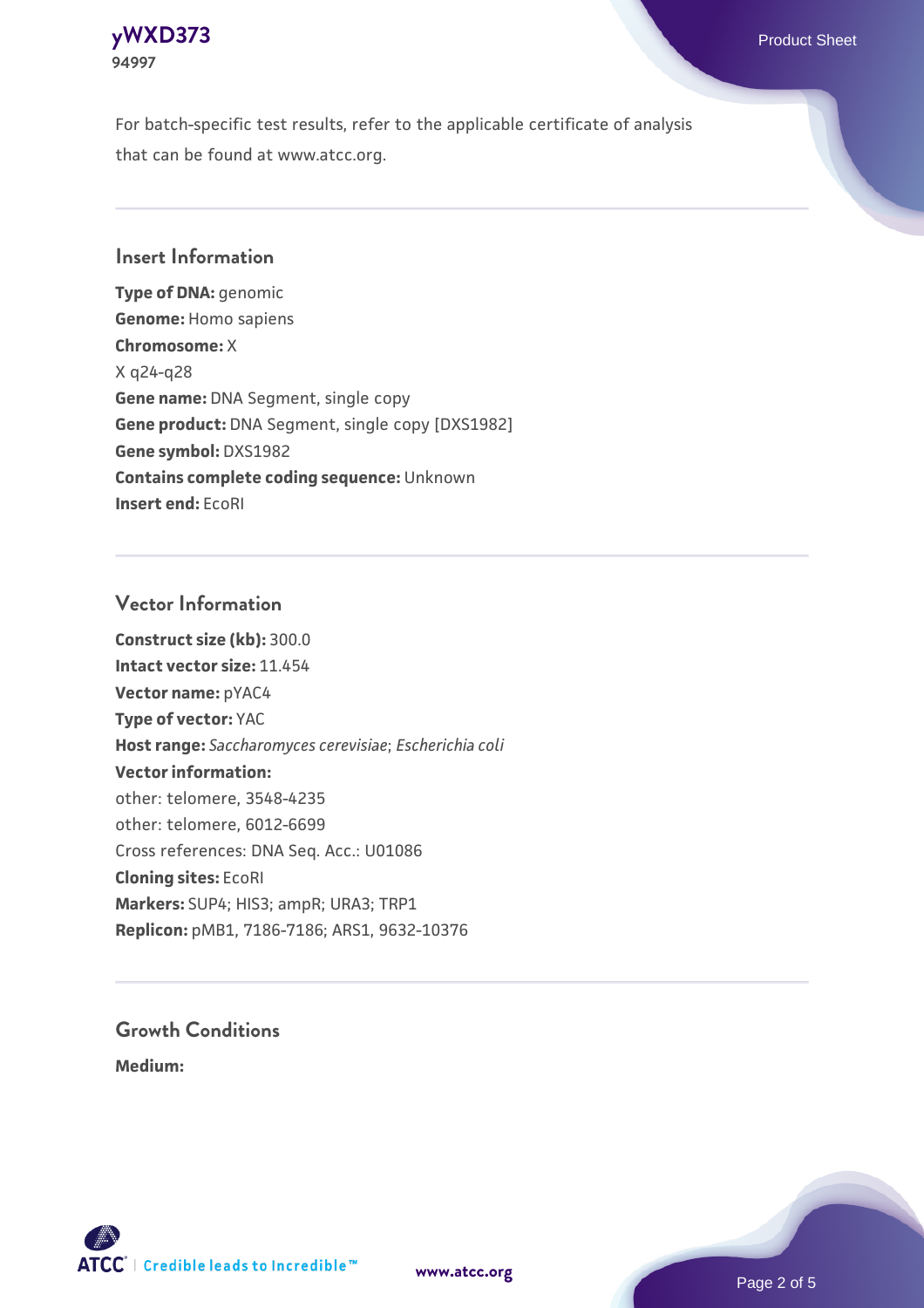For batch-specific test results, refer to the applicable certificate of analysis that can be found at www.atcc.org.

## Insert Information

**Type of DNA:** genomic
**Genome:** Homo sapiens
**Chromosome:** X
X q24-q28
**Gene name:** DNA Segment, single copy
**Gene product:** DNA Segment, single copy [DXS1982]
**Gene symbol:** DXS1982
**Contains complete coding sequence:** Unknown
**Insert end:** EcoRI

## Vector Information

**Construct size (kb):** 300.0
**Intact vector size:** 11.454
**Vector name:** pYAC4
**Type of vector:** YAC
**Host range:** *Saccharomyces cerevisiae*; *Escherichia coli*
**Vector information:**
other: telomere, 3548-4235
other: telomere, 6012-6699
Cross references: DNA Seq. Acc.: U01086
**Cloning sites:** EcoRI
**Markers:** SUP4; HIS3; ampR; URA3; TRP1
**Replicon:** pMB1, 7186-7186; ARS1, 9632-10376

## Growth Conditions

**Medium:**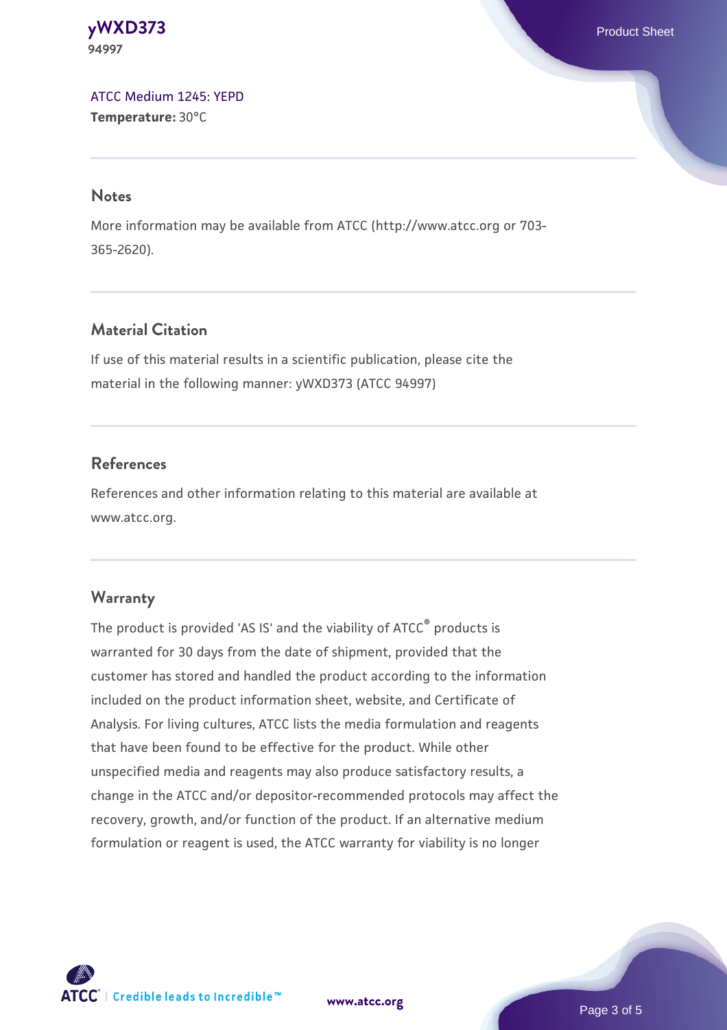[ATCC Medium 1245: YEPD](#)
**Temperature:** 30°C

## Notes

More information may be available from ATCC (http://www.atcc.org or 703-365-2620).

## Material Citation

If use of this material results in a scientific publication, please cite the material in the following manner: yWXD373 (ATCC 94997)

## References

References and other information relating to this material are available at www.atcc.org.

## Warranty

The product is provided 'AS IS' and the viability of ATCC® products is warranted for 30 days from the date of shipment, provided that the customer has stored and handled the product according to the information included on the product information sheet, website, and Certificate of Analysis. For living cultures, ATCC lists the media formulation and reagents that have been found to be effective for the product. While other unspecified media and reagents may also produce satisfactory results, a change in the ATCC and/or depositor-recommended protocols may affect the recovery, growth, and/or function of the product. If an alternative medium formulation or reagent is used, the ATCC warranty for viability is no longer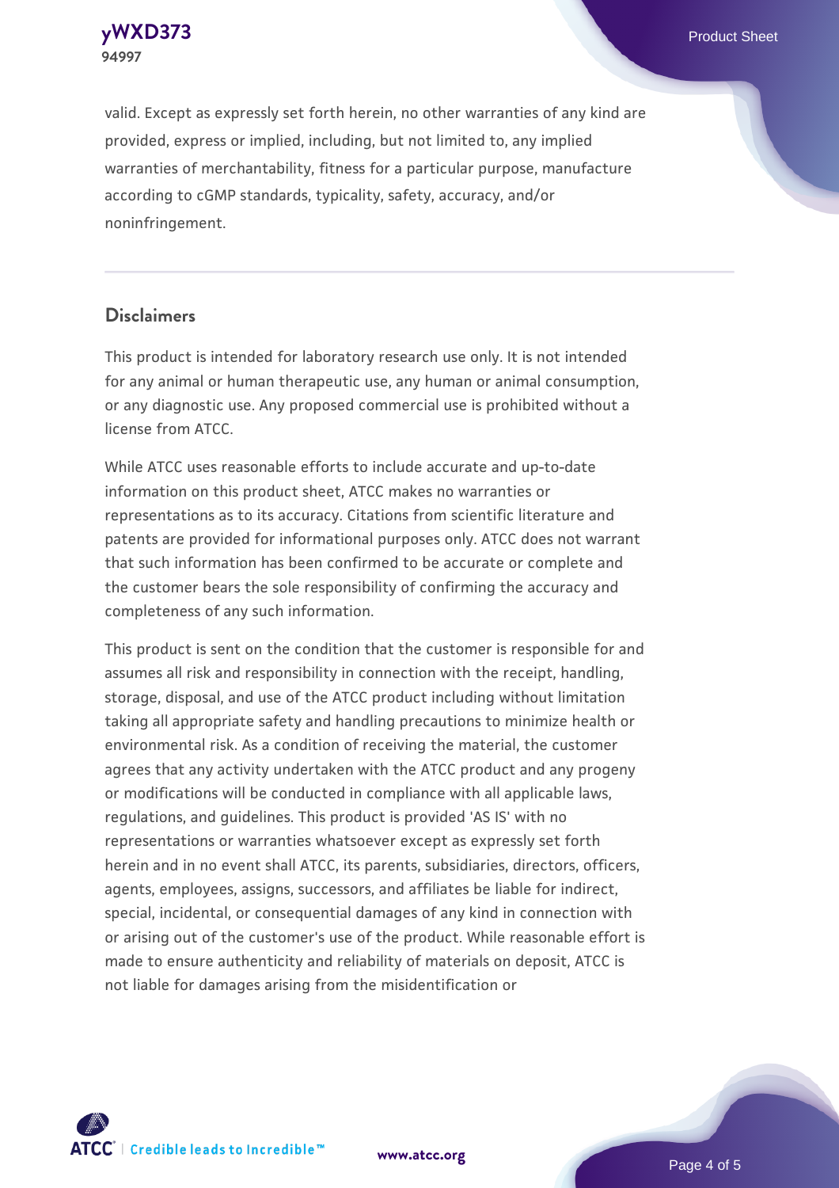valid. Except as expressly set forth herein, no other warranties of any kind are provided, express or implied, including, but not limited to, any implied warranties of merchantability, fitness for a particular purpose, manufacture according to cGMP standards, typicality, safety, accuracy, and/or noninfringement.

## Disclaimers

This product is intended for laboratory research use only. It is not intended for any animal or human therapeutic use, any human or animal consumption, or any diagnostic use. Any proposed commercial use is prohibited without a license from ATCC.

While ATCC uses reasonable efforts to include accurate and up-to-date information on this product sheet, ATCC makes no warranties or representations as to its accuracy. Citations from scientific literature and patents are provided for informational purposes only. ATCC does not warrant that such information has been confirmed to be accurate or complete and the customer bears the sole responsibility of confirming the accuracy and completeness of any such information.

This product is sent on the condition that the customer is responsible for and assumes all risk and responsibility in connection with the receipt, handling, storage, disposal, and use of the ATCC product including without limitation taking all appropriate safety and handling precautions to minimize health or environmental risk. As a condition of receiving the material, the customer agrees that any activity undertaken with the ATCC product and any progeny or modifications will be conducted in compliance with all applicable laws, regulations, and guidelines. This product is provided 'AS IS' with no representations or warranties whatsoever except as expressly set forth herein and in no event shall ATCC, its parents, subsidiaries, directors, officers, agents, employees, assigns, successors, and affiliates be liable for indirect, special, incidental, or consequential damages of any kind in connection with or arising out of the customer's use of the product. While reasonable effort is made to ensure authenticity and reliability of materials on deposit, ATCC is not liable for damages arising from the misidentification or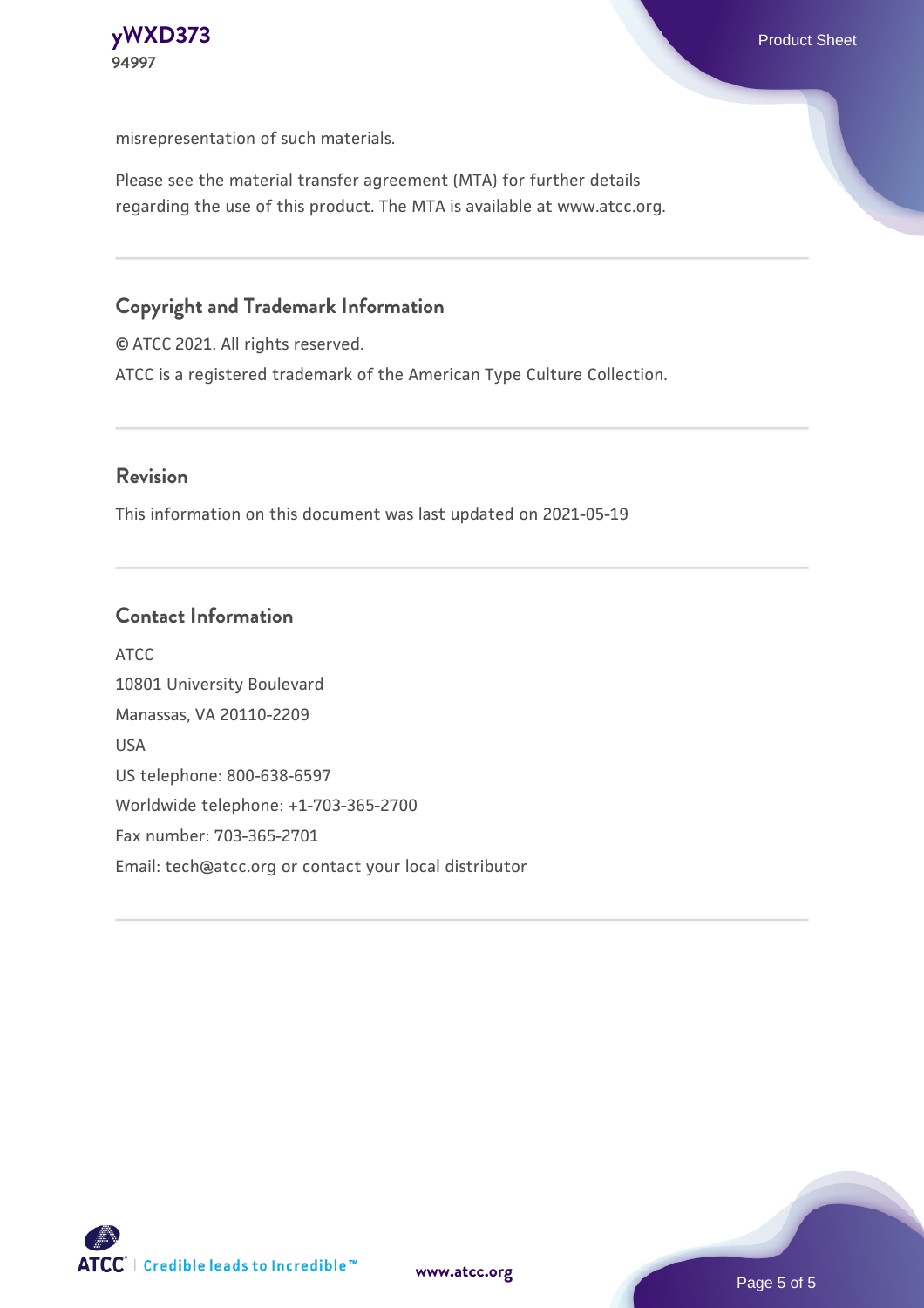misrepresentation of such materials.

Please see the material transfer agreement (MTA) for further details regarding the use of this product. The MTA is available at www.atcc.org.

## Copyright and Trademark Information

© ATCC 2021. All rights reserved.

ATCC is a registered trademark of the American Type Culture Collection.

## Revision

This information on this document was last updated on 2021-05-19

## Contact Information

ATCC
10801 University Boulevard
Manassas, VA 20110-2209
USA
US telephone: 800-638-6597
Worldwide telephone: +1-703-365-2700
Fax number: 703-365-2701
Email: tech@atcc.org or contact your local distributor